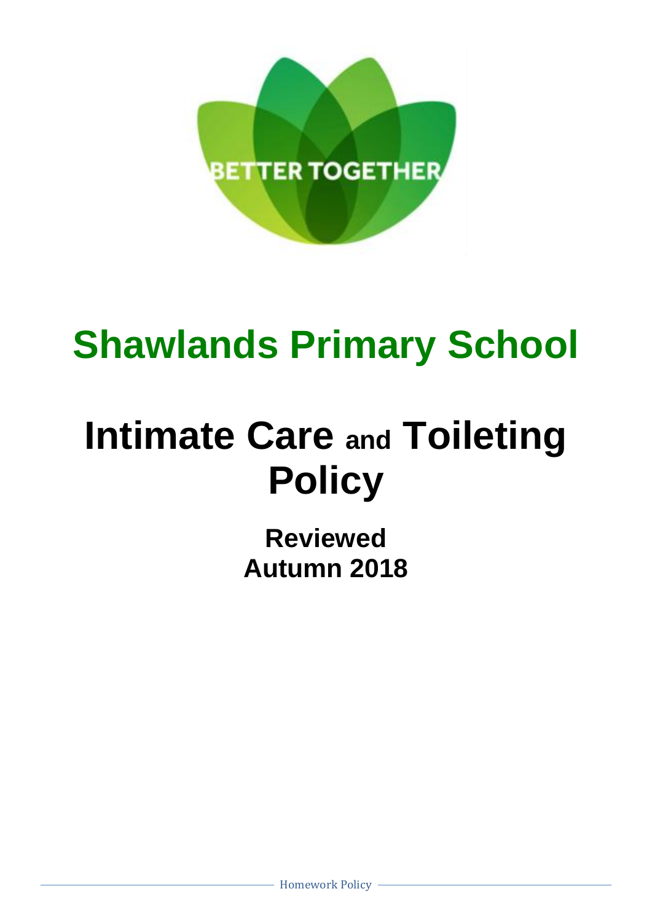BETTER TOGETHER

# Shawlands Primary School

# Intimate Care and Toileting Policy

**Reviewed**
**Autumn 2018**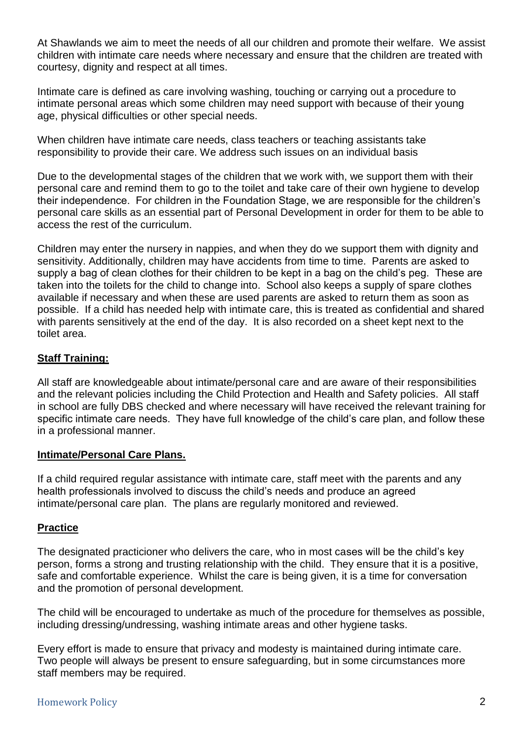At Shawlands we aim to meet the needs of all our children and promote their welfare. We assist children with intimate care needs where necessary and ensure that the children are treated with courtesy, dignity and respect at all times.

Intimate care is defined as care involving washing, touching or carrying out a procedure to intimate personal areas which some children may need support with because of their young age, physical difficulties or other special needs.

When children have intimate care needs, class teachers or teaching assistants take responsibility to provide their care. We address such issues on an individual basis

Due to the developmental stages of the children that we work with, we support them with their personal care and remind them to go to the toilet and take care of their own hygiene to develop their independence. For children in the Foundation Stage, we are responsible for the children's personal care skills as an essential part of Personal Development in order for them to be able to access the rest of the curriculum.

Children may enter the nursery in nappies, and when they do we support them with dignity and sensitivity. Additionally, children may have accidents from time to time. Parents are asked to supply a bag of clean clothes for their children to be kept in a bag on the child's peg. These are taken into the toilets for the child to change into. School also keeps a supply of spare clothes available if necessary and when these are used parents are asked to return them as soon as possible. If a child has needed help with intimate care, this is treated as confidential and shared with parents sensitively at the end of the day. It is also recorded on a sheet kept next to the toilet area.

**Staff Training:**

All staff are knowledgeable about intimate/personal care and are aware of their responsibilities and the relevant policies including the Child Protection and Health and Safety policies. All staff in school are fully DBS checked and where necessary will have received the relevant training for specific intimate care needs. They have full knowledge of the child's care plan, and follow these in a professional manner.

**Intimate/Personal Care Plans.**

If a child required regular assistance with intimate care, staff meet with the parents and any health professionals involved to discuss the child's needs and produce an agreed intimate/personal care plan. The plans are regularly monitored and reviewed.

**Practice**

The designated practicioner who delivers the care, who in most cases will be the child's key person, forms a strong and trusting relationship with the child. They ensure that it is a positive, safe and comfortable experience. Whilst the care is being given, it is a time for conversation and the promotion of personal development.

The child will be encouraged to undertake as much of the procedure for themselves as possible, including dressing/undressing, washing intimate areas and other hygiene tasks.

Every effort is made to ensure that privacy and modesty is maintained during intimate care. Two people will always be present to ensure safeguarding, but in some circumstances more staff members may be required.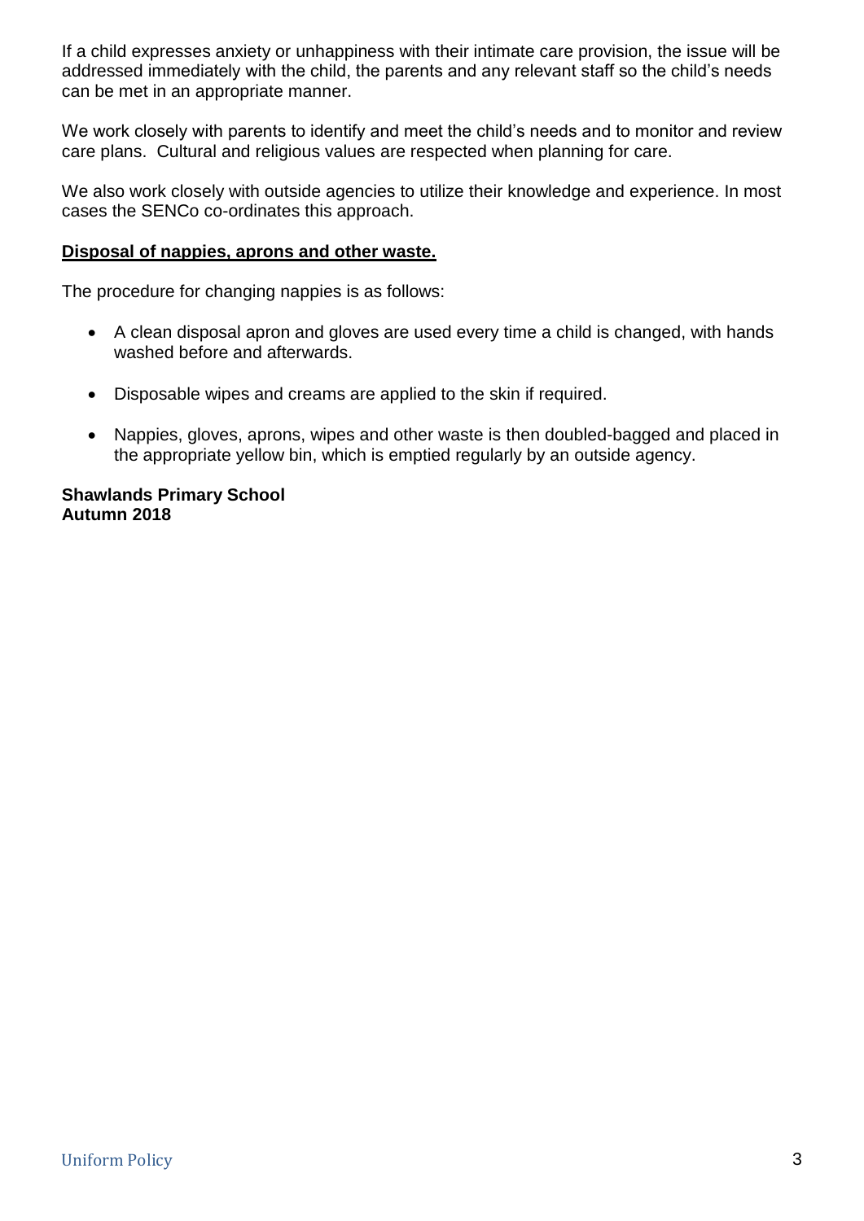If a child expresses anxiety or unhappiness with their intimate care provision, the issue will be addressed immediately with the child, the parents and any relevant staff so the child's needs can be met in an appropriate manner.

We work closely with parents to identify and meet the child's needs and to monitor and review care plans. Cultural and religious values are respected when planning for care.

We also work closely with outside agencies to utilize their knowledge and experience. In most cases the SENCo co-ordinates this approach.

**Disposal of nappies, aprons and other waste.**

The procedure for changing nappies is as follows:

- A clean disposal apron and gloves are used every time a child is changed, with hands washed before and afterwards.
- Disposable wipes and creams are applied to the skin if required.
- Nappies, gloves, aprons, wipes and other waste is then doubled-bagged and placed in the appropriate yellow bin, which is emptied regularly by an outside agency.

**Shawlands Primary School**
**Autumn 2018**